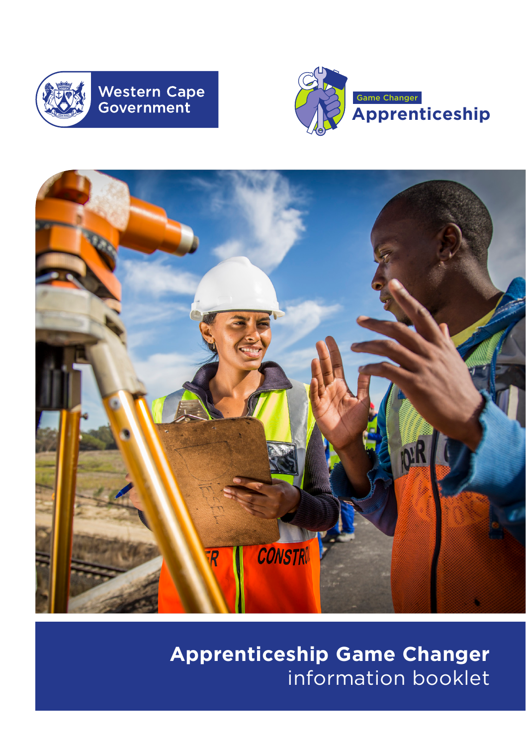Western Cape Government

Game Changer

Apprenticeship

# Apprenticeship Game Changer

information booklet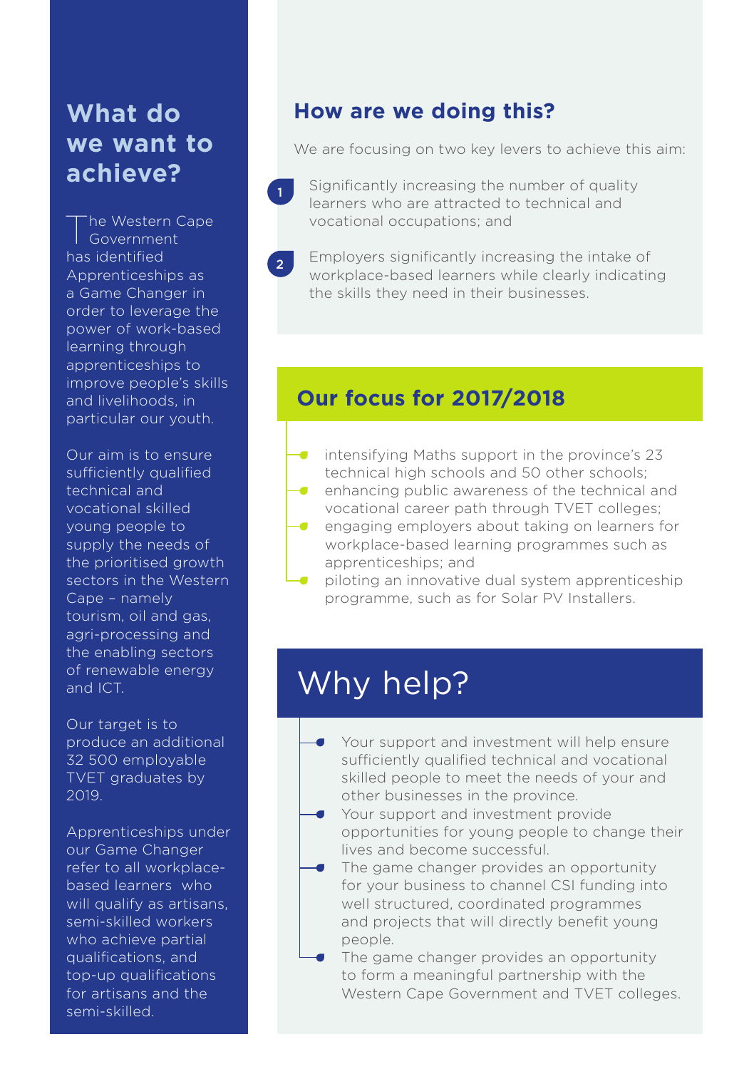## What do we want to achieve?

The Western Cape Government has identified Apprenticeships as a Game Changer in order to leverage the power of work-based learning through apprenticeships to improve people's skills and livelihoods, in particular our youth.

Our aim is to ensure sufficiently qualified technical and vocational skilled young people to supply the needs of the prioritised growth sectors in the Western Cape – namely tourism, oil and gas, agri-processing and the enabling sectors of renewable energy and ICT.

Our target is to produce an additional 32 500 employable TVET graduates by 2019.

Apprenticeships under our Game Changer refer to all workplace-based learners who will qualify as artisans, semi-skilled workers who achieve partial qualifications, and top-up qualifications for artisans and the semi-skilled.

## How are we doing this?

We are focusing on two key levers to achieve this aim:

1. Significantly increasing the number of quality learners who are attracted to technical and vocational occupations; and
2. Employers significantly increasing the intake of workplace-based learners while clearly indicating the skills they need in their businesses.

## Our focus for 2017/2018

- intensifying Maths support in the province's 23 technical high schools and 50 other schools;
- enhancing public awareness of the technical and vocational career path through TVET colleges;
- engaging employers about taking on learners for workplace-based learning programmes such as apprenticeships; and
- piloting an innovative dual system apprenticeship programme, such as for Solar PV Installers.

## Why help?

- Your support and investment will help ensure sufficiently qualified technical and vocational skilled people to meet the needs of your and other businesses in the province.
- Your support and investment provide opportunities for young people to change their lives and become successful.
- The game changer provides an opportunity for your business to channel CSI funding into well structured, coordinated programmes and projects that will directly benefit young people.
- The game changer provides an opportunity to form a meaningful partnership with the Western Cape Government and TVET colleges.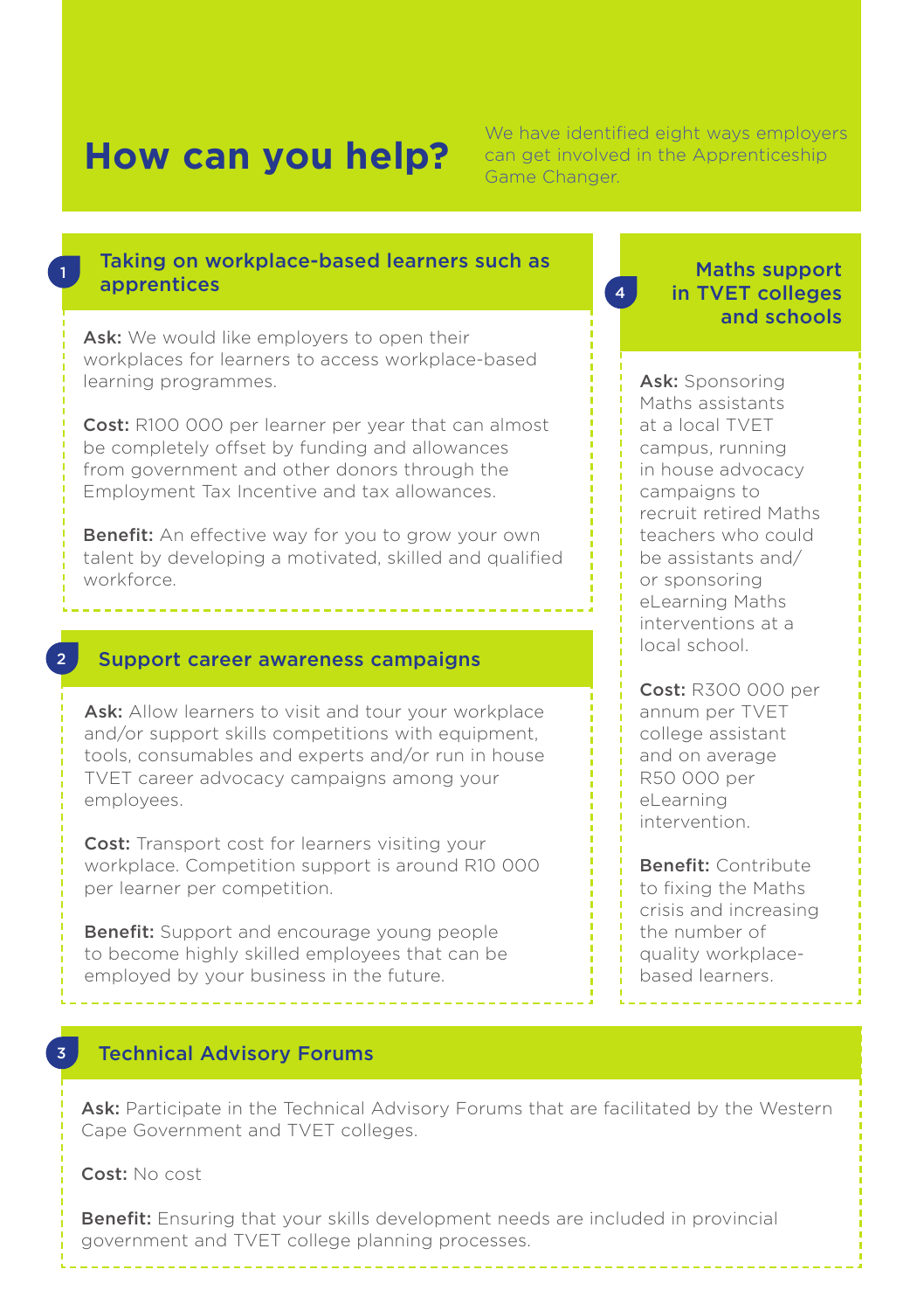# How can you help?

We have identified eight ways employers can get involved in the Apprenticeship Game Changer.

## 1 Taking on workplace-based learners such as apprentices

**Ask:** We would like employers to open their workplaces for learners to access workplace-based learning programmes.

**Cost:** R100 000 per learner per year that can almost be completely offset by funding and allowances from government and other donors through the Employment Tax Incentive and tax allowances.

**Benefit:** An effective way for you to grow your own talent by developing a motivated, skilled and qualified workforce.

## 2 Support career awareness campaigns

**Ask:** Allow learners to visit and tour your workplace and/or support skills competitions with equipment, tools, consumables and experts and/or run in house TVET career advocacy campaigns among your employees.

**Cost:** Transport cost for learners visiting your workplace. Competition support is around R10 000 per learner per competition.

**Benefit:** Support and encourage young people to become highly skilled employees that can be employed by your business in the future.

## 3 Technical Advisory Forums

**Ask:** Participate in the Technical Advisory Forums that are facilitated by the Western Cape Government and TVET colleges.

**Cost:** No cost

**Benefit:** Ensuring that your skills development needs are included in provincial government and TVET college planning processes.

## 4 Maths support in TVET colleges and schools

**Ask:** Sponsoring Maths assistants at a local TVET campus, running in house advocacy campaigns to recruit retired Maths teachers who could be assistants and/or sponsoring eLearning Maths interventions at a local school.

**Cost:** R300 000 per annum per TVET college assistant and on average R50 000 per eLearning intervention.

**Benefit:** Contribute to fixing the Maths crisis and increasing the number of quality workplace-based learners.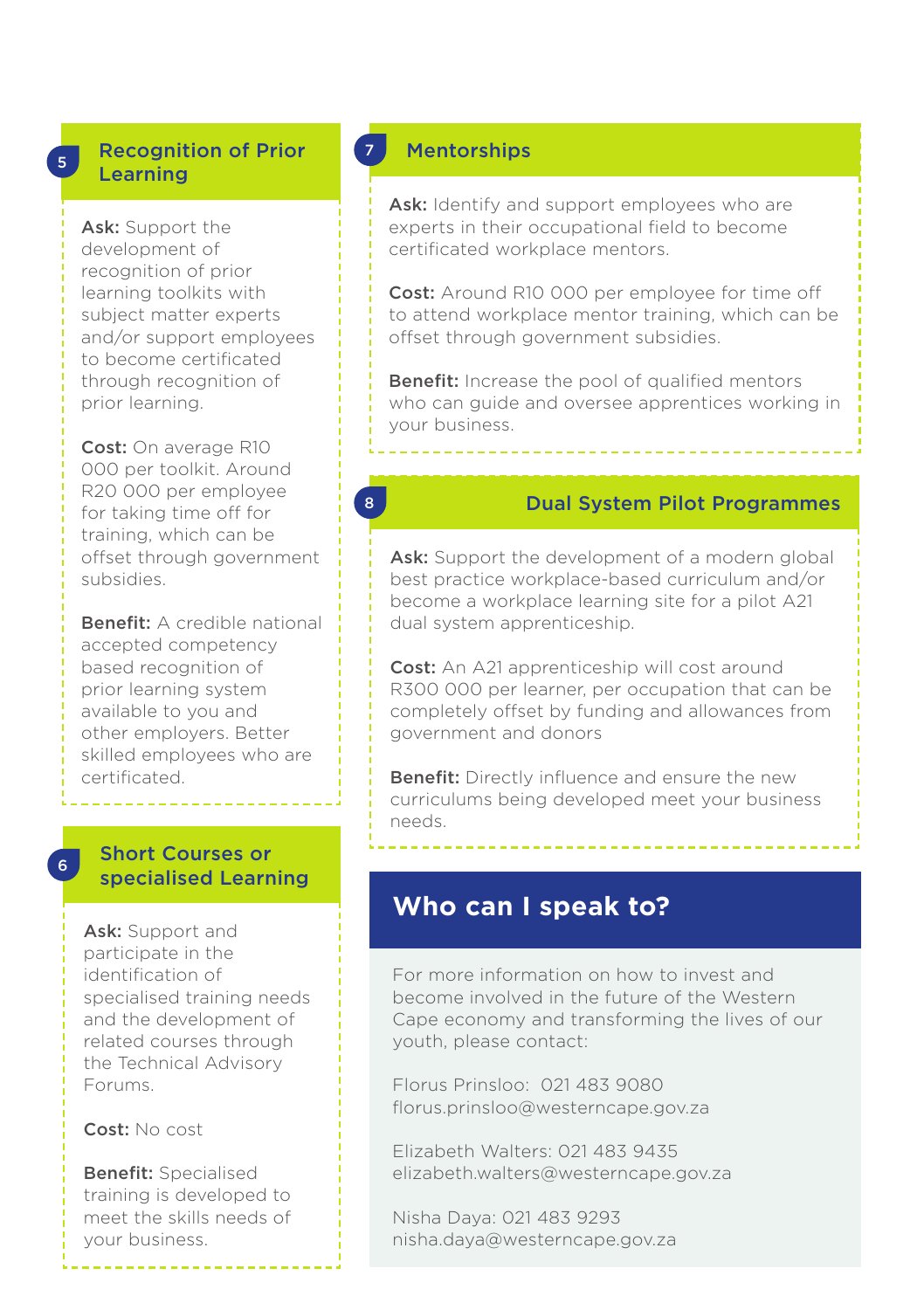## 5 Recognition of Prior Learning

**Ask:** Support the development of recognition of prior learning toolkits with subject matter experts and/or support employees to become certificated through recognition of prior learning.

**Cost:** On average R10 000 per toolkit. Around R20 000 per employee for taking time off for training, which can be offset through government subsidies.

**Benefit:** A credible national accepted competency based recognition of prior learning system available to you and other employers. Better skilled employees who are certificated.

## 6 Short Courses or specialised Learning

**Ask:** Support and participate in the identification of specialised training needs and the development of related courses through the Technical Advisory Forums.

**Cost:** No cost

**Benefit:** Specialised training is developed to meet the skills needs of your business.

## 7 Mentorships

**Ask:** Identify and support employees who are experts in their occupational field to become certificated workplace mentors.

**Cost:** Around R10 000 per employee for time off to attend workplace mentor training, which can be offset through government subsidies.

**Benefit:** Increase the pool of qualified mentors who can guide and oversee apprentices working in your business.

## 8 Dual System Pilot Programmes

**Ask:** Support the development of a modern global best practice workplace-based curriculum and/or become a workplace learning site for a pilot A21 dual system apprenticeship.

**Cost:** An A21 apprenticeship will cost around R300 000 per learner, per occupation that can be completely offset by funding and allowances from government and donors

**Benefit:** Directly influence and ensure the new curriculums being developed meet your business needs.

## Who can I speak to?

For more information on how to invest and become involved in the future of the Western Cape economy and transforming the lives of our youth, please contact:

Florus Prinsloo: 021 483 9080
florus.prinsloo@westerncape.gov.za

Elizabeth Walters: 021 483 9435
elizabeth.walters@westerncape.gov.za

Nisha Daya: 021 483 9293
nisha.daya@westerncape.gov.za